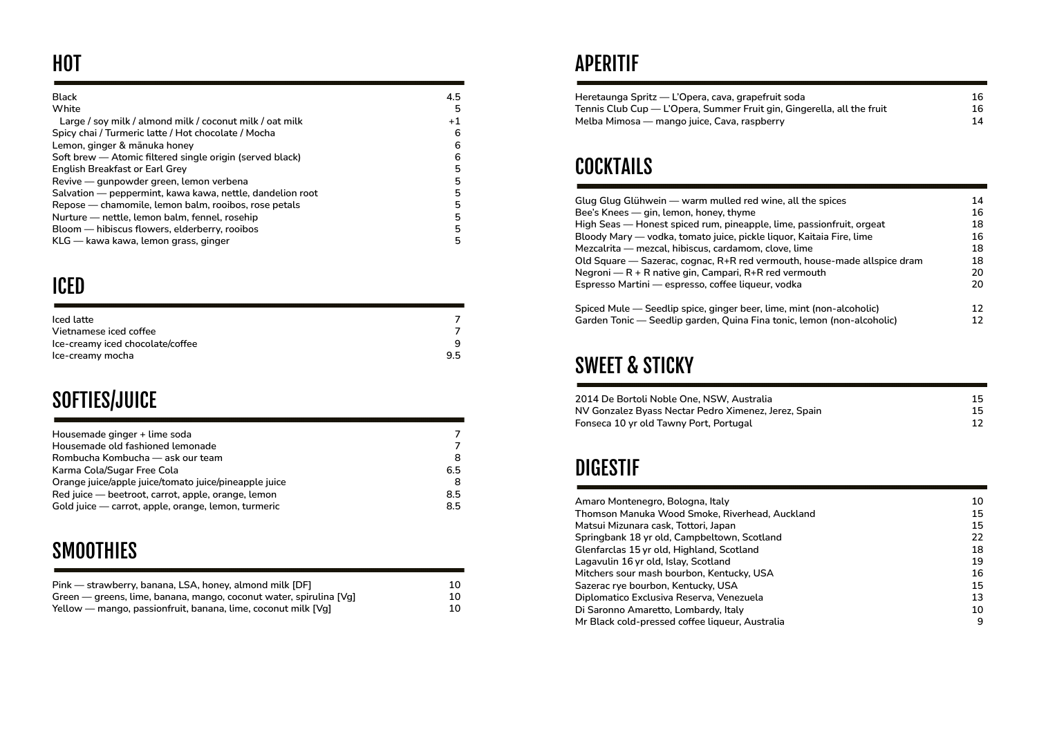## HOT

| | |
|---|---|
| Black | 4.5 |
| White | 5 |
| Large / soy milk / almond milk / coconut milk / oat milk | +1 |
| Spicy chai / Turmeric latte / Hot chocolate / Mocha | 6 |
| Lemon, ginger & mānuka honey | 6 |
| Soft brew — Atomic filtered single origin (served black) | 6 |
| English Breakfast or Earl Grey | 5 |
| Revive — gunpowder green, lemon verbena | 5 |
| Salvation — peppermint, kawa kawa, nettle, dandelion root | 5 |
| Repose — chamomile, lemon balm, rooibos, rose petals | 5 |
| Nurture — nettle, lemon balm, fennel, rosehip | 5 |
| Bloom — hibiscus flowers, elderberry, rooibos | 5 |
| KLG — kawa kawa, lemon grass, ginger | 5 |

## ICED

| | |
|---|---|
| Iced latte | 7 |
| Vietnamese iced coffee | 7 |
| Ice-creamy iced chocolate/coffee | 9 |
| Ice-creamy mocha | 9.5 |

## SOFTIES/JUICE

| | |
|---|---|
| Housemade ginger + lime soda | 7 |
| Housemade old fashioned lemonade | 7 |
| Rombucha Kombucha — ask our team | 8 |
| Karma Cola/Sugar Free Cola | 6.5 |
| Orange juice/apple juice/tomato juice/pineapple juice | 8 |
| Red juice — beetroot, carrot, apple, orange, lemon | 8.5 |
| Gold juice — carrot, apple, orange, lemon, turmeric | 8.5 |

## SMOOTHIES

| | |
|---|---|
| Pink — strawberry, banana, LSA, honey, almond milk [DF] | 10 |
| Green — greens, lime, banana, mango, coconut water, spirulina [Vg] | 10 |
| Yellow — mango, passionfruit, banana, lime, coconut milk [Vg] | 10 |

## APERITIF

| | |
|---|---|
| Heretaunga Spritz — L'Opera, cava, grapefruit soda | 16 |
| Tennis Club Cup — L'Opera, Summer Fruit gin, Gingerella, all the fruit | 16 |
| Melba Mimosa — mango juice, Cava, raspberry | 14 |

## COCKTAILS

| | |
|---|---|
| Glug Glug Glühwein — warm mulled red wine, all the spices | 14 |
| Bee's Knees — gin, lemon, honey, thyme | 16 |
| High Seas — Honest spiced rum, pineapple, lime, passionfruit, orgeat | 18 |
| Bloody Mary — vodka, tomato juice, pickle liquor, Kaitaia Fire, lime | 16 |
| Mezcalrita — mezcal, hibiscus, cardamom, clove, lime | 18 |
| Old Square — Sazerac, cognac, R+R red vermouth, house-made allspice dram | 18 |
| Negroni — R + R native gin, Campari, R+R red vermouth | 20 |
| Espresso Martini — espresso, coffee liqueur, vodka | 20 |
| Spiced Mule — Seedlip spice, ginger beer, lime, mint (non-alcoholic) | 12 |
| Garden Tonic — Seedlip garden, Quina Fina tonic, lemon (non-alcoholic) | 12 |

## SWEET & STICKY

| | |
|---|---|
| 2014 De Bortoli Noble One, NSW, Australia | 15 |
| NV Gonzalez Byass Nectar Pedro Ximenez, Jerez, Spain | 15 |
| Fonseca 10 yr old Tawny Port, Portugal | 12 |

## DIGESTIF

| | |
|---|---|
| Amaro Montenegro, Bologna, Italy | 10 |
| Thomson Manuka Wood Smoke, Riverhead, Auckland | 15 |
| Matsui Mizunara cask, Tottori, Japan | 15 |
| Springbank 18 yr old, Campbeltown, Scotland | 22 |
| Glenfarclas 15 yr old, Highland, Scotland | 18 |
| Lagavulin 16 yr old, Islay, Scotland | 19 |
| Mitchers sour mash bourbon, Kentucky, USA | 16 |
| Sazerac rye bourbon, Kentucky, USA | 15 |
| Diplomatico Exclusiva Reserva, Venezuela | 13 |
| Di Saronno Amaretto, Lombardy, Italy | 10 |
| Mr Black cold-pressed coffee liqueur, Australia | 9 |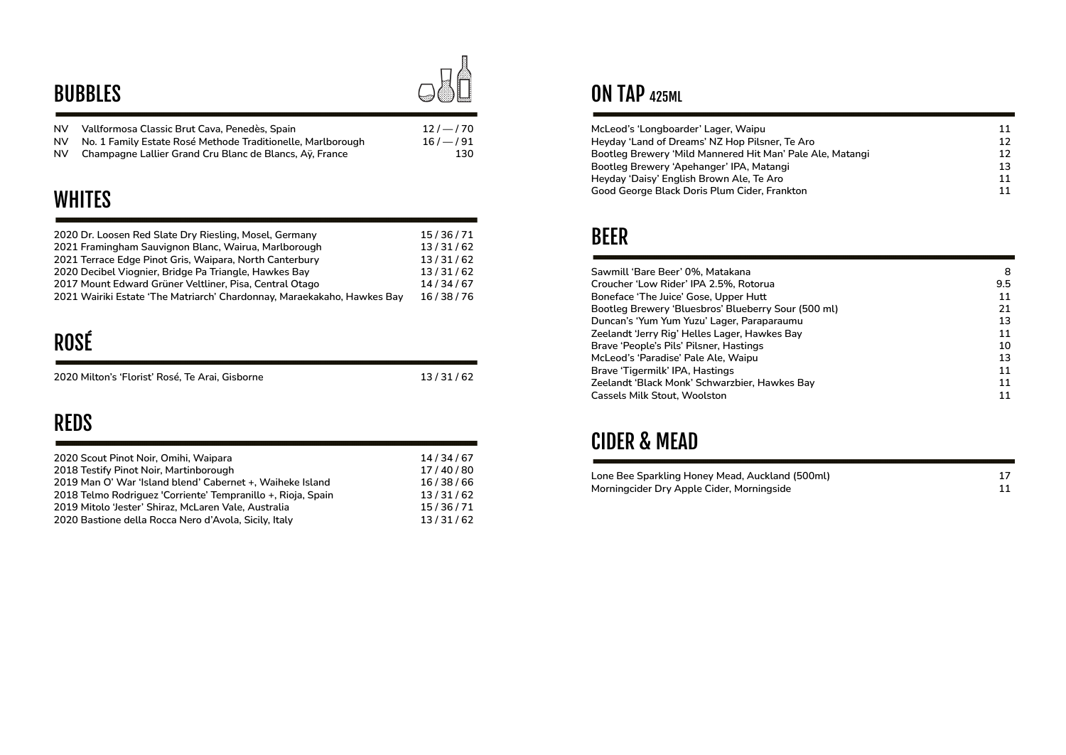## BUBBLES

| | | |
|---|---|---|
| NV | Vallformosa Classic Brut Cava, Penedès, Spain | 12 / — / 70 |
| NV | No. 1 Family Estate Rosé Methode Traditionelle, Marlborough | 16 / — / 91 |
| NV | Champagne Lallier Grand Cru Blanc de Blancs, Aÿ, France | 130 |

## WHITES

| | |
|---|---|
| 2020 Dr. Loosen Red Slate Dry Riesling, Mosel, Germany | 15 / 36 / 71 |
| 2021 Framingham Sauvignon Blanc, Wairua, Marlborough | 13 / 31 / 62 |
| 2021 Terrace Edge Pinot Gris, Waipara, North Canterbury | 13 / 31 / 62 |
| 2020 Decibel Viognier, Bridge Pa Triangle, Hawkes Bay | 13 / 31 / 62 |
| 2017 Mount Edward Grüner Veltliner, Pisa, Central Otago | 14 / 34 / 67 |
| 2021 Wairiki Estate 'The Matriarch' Chardonnay, Maraekakaho, Hawkes Bay | 16 / 38 / 76 |

## ROSÉ

| | |
|---|---|
| 2020 Milton's 'Florist' Rosé, Te Arai, Gisborne | 13 / 31 / 62 |

## REDS

| | |
|---|---|
| 2020 Scout Pinot Noir, Omihi, Waipara | 14 / 34 / 67 |
| 2018 Testify Pinot Noir, Martinborough | 17 / 40 / 80 |
| 2019 Man O' War 'Island blend' Cabernet +, Waiheke Island | 16 / 38 / 66 |
| 2018 Telmo Rodriguez 'Corriente' Tempranillo +, Rioja, Spain | 13 / 31 / 62 |
| 2019 Mitolo 'Jester' Shiraz, McLaren Vale, Australia | 15 / 36 / 71 |
| 2020 Bastione della Rocca Nero d'Avola, Sicily, Italy | 13 / 31 / 62 |

## ON TAP 425ML

| | |
|---|---|
| McLeod's 'Longboarder' Lager, Waipu | 11 |
| Heyday 'Land of Dreams' NZ Hop Pilsner, Te Aro | 12 |
| Bootleg Brewery 'Mild Mannered Hit Man' Pale Ale, Matangi | 12 |
| Bootleg Brewery 'Apehanger' IPA, Matangi | 13 |
| Heyday 'Daisy' English Brown Ale, Te Aro | 11 |
| Good George Black Doris Plum Cider, Frankton | 11 |

## BEER

| | |
|---|---|
| Sawmill 'Bare Beer' 0%, Matakana | 8 |
| Croucher 'Low Rider' IPA 2.5%, Rotorua | 9.5 |
| Boneface 'The Juice' Gose, Upper Hutt | 11 |
| Bootleg Brewery 'Bluesbros' Blueberry Sour (500 ml) | 21 |
| Duncan's 'Yum Yum Yuzu' Lager, Paraparaumu | 13 |
| Zeelandt 'Jerry Rig' Helles Lager, Hawkes Bay | 11 |
| Brave 'People's Pils' Pilsner, Hastings | 10 |
| McLeod's 'Paradise' Pale Ale, Waipu | 13 |
| Brave 'Tigermilk' IPA, Hastings | 11 |
| Zeelandt 'Black Monk' Schwarzbier, Hawkes Bay | 11 |
| Cassels Milk Stout, Woolston | 11 |

## CIDER & MEAD

| | |
|---|---|
| Lone Bee Sparkling Honey Mead, Auckland (500ml) | 17 |
| Morningcider Dry Apple Cider, Morningside | 11 |